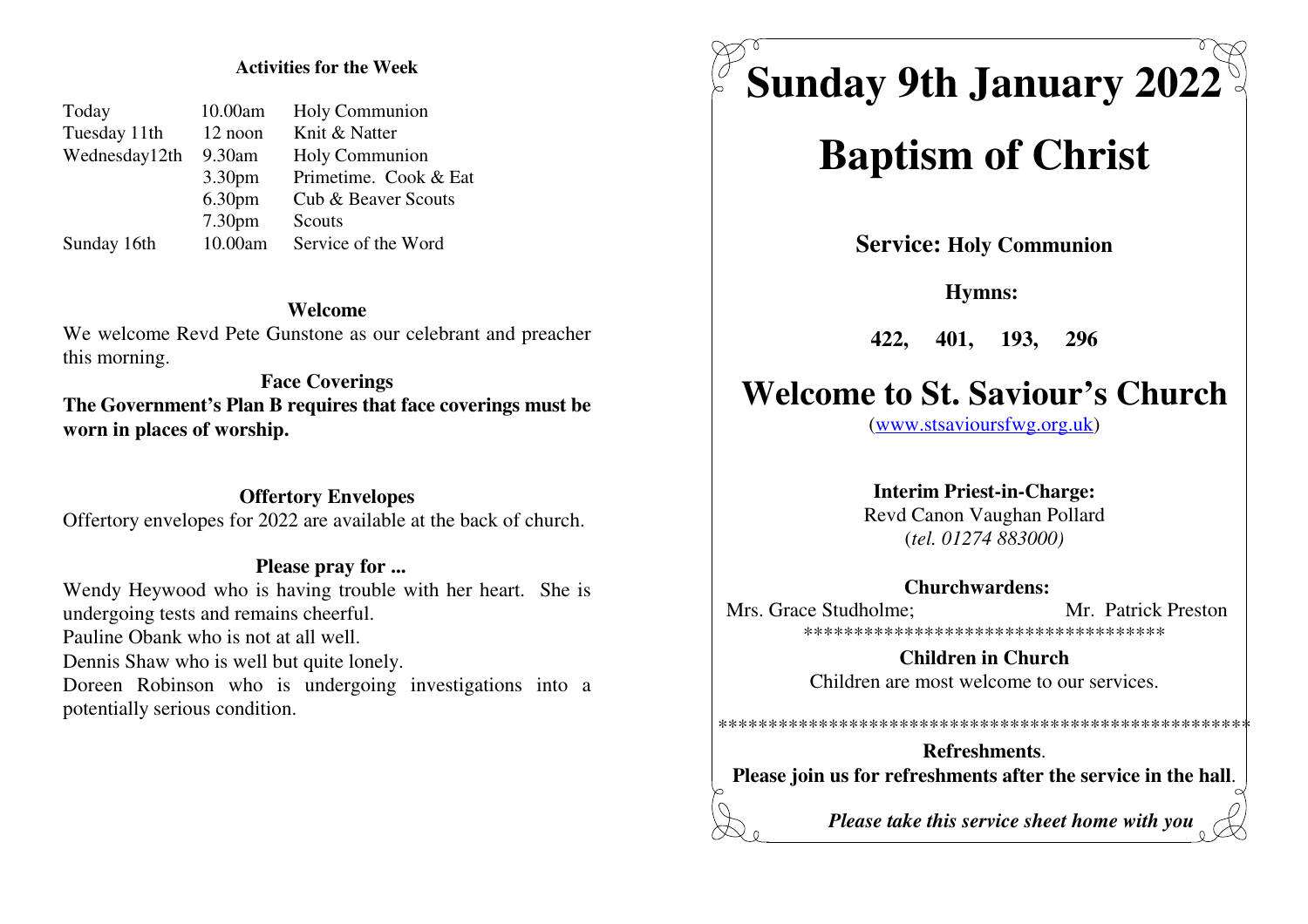## Activities for the Week

| | | |
|---|---|---|
| Today | 10.00am | Holy Communion |
| Tuesday 11th | 12 noon | Knit & Natter |
| Wednesday12th | 9.30am | Holy Communion |
| | 3.30pm | Primetime. Cook & Eat |
| | 6.30pm | Cub & Beaver Scouts |
| | 7.30pm | Scouts |
| Sunday 16th | 10.00am | Service of the Word |

### Welcome

We welcome Revd Pete Gunstone as our celebrant and preacher this morning.

### Face Coverings

**The Government's Plan B requires that face coverings must be worn in places of worship.**

### Offertory Envelopes

Offertory envelopes for 2022 are available at the back of church.

### Please pray for ...

Wendy Heywood who is having trouble with her heart. She is undergoing tests and remains cheerful.

Pauline Obank who is not at all well.

Dennis Shaw who is well but quite lonely.

Doreen Robinson who is undergoing investigations into a potentially serious condition.

# Sunday 9th January 2022

# Baptism of Christ

**Service: Holy Communion**

**Hymns:**

**422, 401, 193, 296**

# Welcome to St. Saviour's Church

(www.stsavioursfwg.org.uk)

**Interim Priest-in-Charge:**
Revd Canon Vaughan Pollard
(*tel. 01274 883000)*

**Churchwardens:**
Mrs. Grace Studholme; Mr. Patrick Preston

************************************

**Children in Church**
Children are most welcome to our services.

*****************************************************

**Refreshments**.
**Please join us for refreshments after the service in the hall**.

***Please take this service sheet home with you***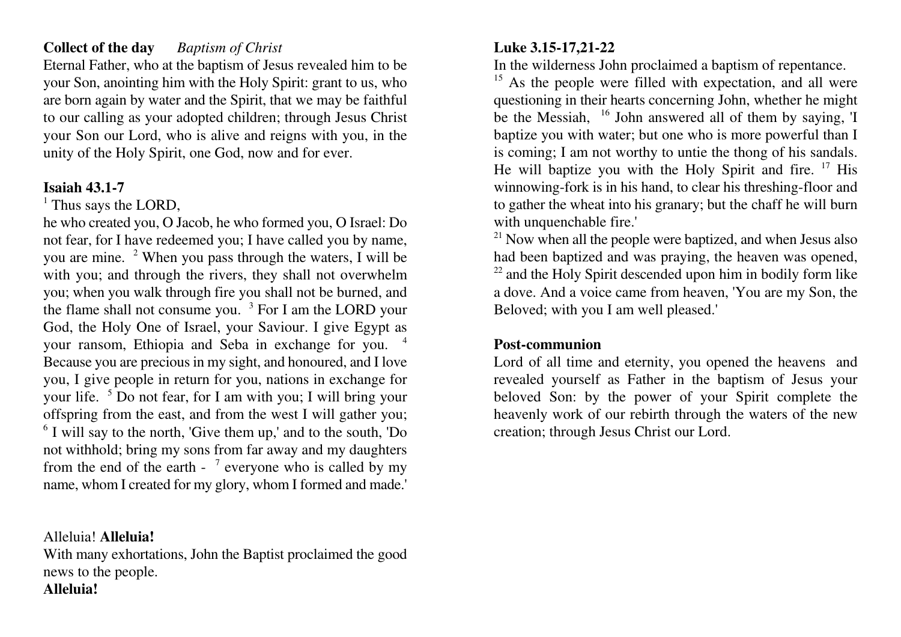**Collect of the day** *Baptism of Christ*

Eternal Father, who at the baptism of Jesus revealed him to be your Son, anointing him with the Holy Spirit: grant to us, who are born again by water and the Spirit, that we may be faithful to our calling as your adopted children; through Jesus Christ your Son our Lord, who is alive and reigns with you, in the unity of the Holy Spirit, one God, now and for ever.

**Isaiah 43.1-7**

[1] Thus says the LORD,
he who created you, O Jacob, he who formed you, O Israel: Do not fear, for I have redeemed you; I have called you by name, you are mine. [2] When you pass through the waters, I will be with you; and through the rivers, they shall not overwhelm you; when you walk through fire you shall not be burned, and the flame shall not consume you. [3] For I am the LORD your God, the Holy One of Israel, your Saviour. I give Egypt as your ransom, Ethiopia and Seba in exchange for you. [4] Because you are precious in my sight, and honoured, and I love you, I give people in return for you, nations in exchange for your life. [5] Do not fear, for I am with you; I will bring your offspring from the east, and from the west I will gather you; [6] I will say to the north, 'Give them up,' and to the south, 'Do not withhold; bring my sons from far away and my daughters from the end of the earth - [7] everyone who is called by my name, whom I created for my glory, whom I formed and made.'

Alleluia! **Alleluia!**
With many exhortations, John the Baptist proclaimed the good news to the people.
**Alleluia!**

**Luke 3.15-17,21-22**

In the wilderness John proclaimed a baptism of repentance.
[15] As the people were filled with expectation, and all were questioning in their hearts concerning John, whether he might be the Messiah, [16] John answered all of them by saying, 'I baptize you with water; but one who is more powerful than I is coming; I am not worthy to untie the thong of his sandals. He will baptize you with the Holy Spirit and fire. [17] His winnowing-fork is in his hand, to clear his threshing-floor and to gather the wheat into his granary; but the chaff he will burn with unquenchable fire.'
[21] Now when all the people were baptized, and when Jesus also had been baptized and was praying, the heaven was opened, [22] and the Holy Spirit descended upon him in bodily form like a dove. And a voice came from heaven, 'You are my Son, the Beloved; with you I am well pleased.'

**Post-communion**

Lord of all time and eternity, you opened the heavens and revealed yourself as Father in the baptism of Jesus your beloved Son: by the power of your Spirit complete the heavenly work of our rebirth through the waters of the new creation; through Jesus Christ our Lord.